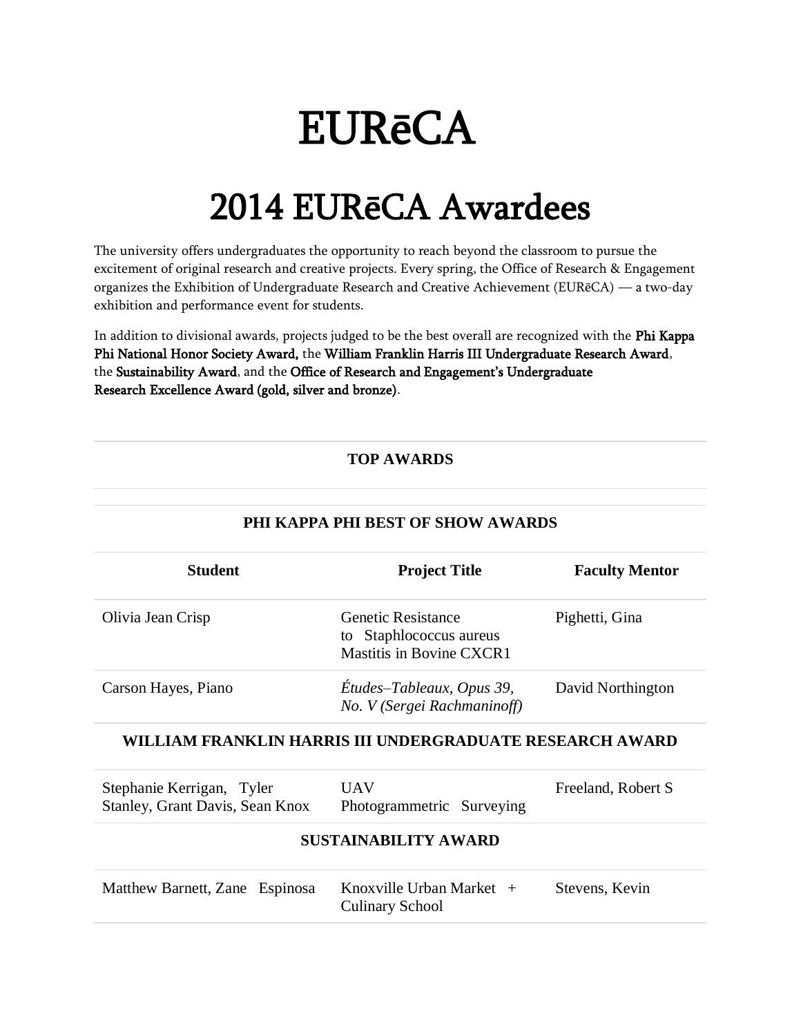# EURēCA

## 2014 EURēCA Awardees

The university offers undergraduates the opportunity to reach beyond the classroom to pursue the excitement of original research and creative projects. Every spring, the Office of Research & Engagement organizes the Exhibition of Undergraduate Research and Creative Achievement (EURēCA) — a two-day exhibition and performance event for students.

In addition to divisional awards, projects judged to be the best overall are recognized with the **Phi Kappa Phi National Honor Society Award,** the **William Franklin Harris III Undergraduate Research Award**, the **Sustainability Award**, and the **Office of Research and Engagement's Undergraduate Research Excellence Award (gold, silver and bronze)**.

**TOP AWARDS**

**PHI KAPPA PHI BEST OF SHOW AWARDS**

| Student | Project Title | Faculty Mentor |
|---|---|---|
| Olivia Jean Crisp | Genetic Resistance to Staphlococcus aureus Mastitis in Bovine CXCR1 | Pighetti, Gina |
| Carson Hayes, Piano | *Études–Tableaux, Opus 39, No. V (Sergei Rachmaninoff)* | David Northington |

**WILLIAM FRANKLIN HARRIS III UNDERGRADUATE RESEARCH AWARD**

| Student | Project Title | Faculty Mentor |
|---|---|---|
| Stephanie Kerrigan, Tyler Stanley, Grant Davis, Sean Knox | UAV Photogrammetric Surveying | Freeland, Robert S |

**SUSTAINABILITY AWARD**

| Student | Project Title | Faculty Mentor |
|---|---|---|
| Matthew Barnett, Zane Espinosa | Knoxville Urban Market + Culinary School | Stevens, Kevin |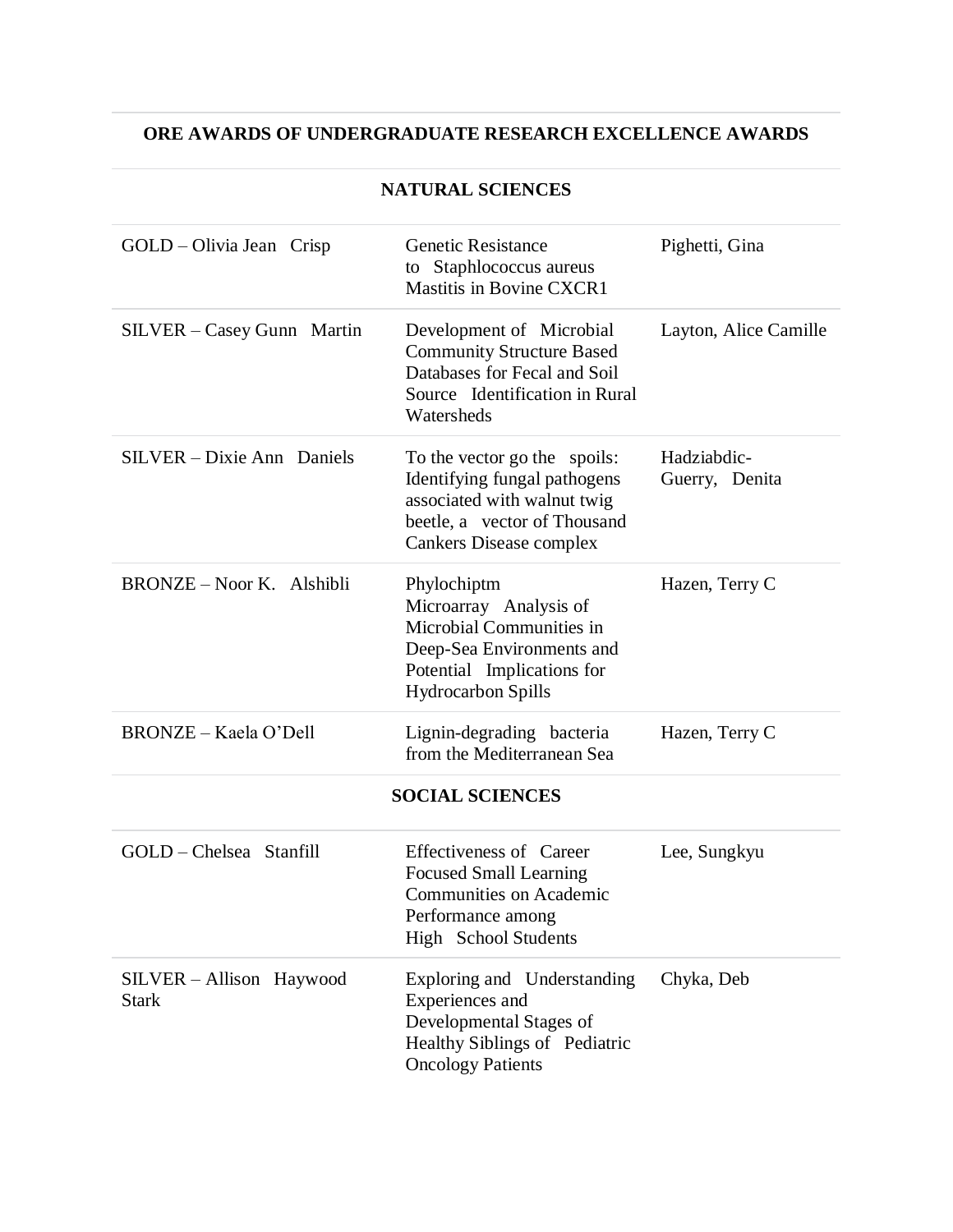**ORE AWARDS OF UNDERGRADUATE RESEARCH EXCELLENCE AWARDS**

**NATURAL SCIENCES**

| | | |
|---|---|---|
| GOLD – Olivia Jean Crisp | Genetic Resistance to Staphlococcus aureus Mastitis in Bovine CXCR1 | Pighetti, Gina |
| SILVER – Casey Gunn Martin | Development of Microbial Community Structure Based Databases for Fecal and Soil Source Identification in Rural Watersheds | Layton, Alice Camille |
| SILVER – Dixie Ann Daniels | To the vector go the spoils: Identifying fungal pathogens associated with walnut twig beetle, a vector of Thousand Cankers Disease complex | Hadziabdic-Guerry, Denita |
| BRONZE – Noor K. Alshibli | Phylochiptm Microarray Analysis of Microbial Communities in Deep-Sea Environments and Potential Implications for Hydrocarbon Spills | Hazen, Terry C |
| BRONZE – Kaela O'Dell | Lignin-degrading bacteria from the Mediterranean Sea | Hazen, Terry C |

**SOCIAL SCIENCES**

| | | |
|---|---|---|
| GOLD – Chelsea Stanfill | Effectiveness of Career Focused Small Learning Communities on Academic Performance among High School Students | Lee, Sungkyu |
| SILVER – Allison Haywood Stark | Exploring and Understanding Experiences and Developmental Stages of Healthy Siblings of Pediatric Oncology Patients | Chyka, Deb |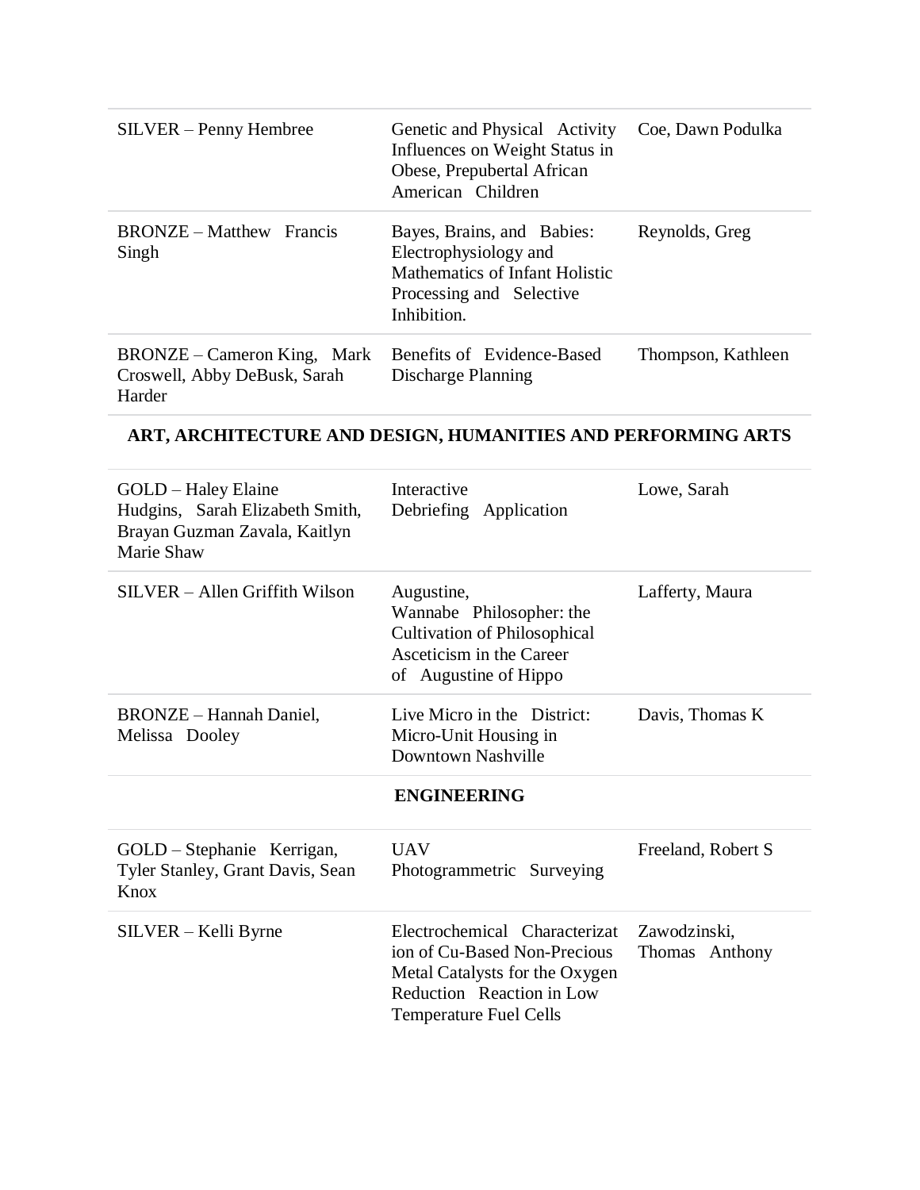| | | |
|---|---|---|
| SILVER – Penny Hembree | Genetic and Physical Activity Influences on Weight Status in Obese, Prepubertal African American Children | Coe, Dawn Podulka |
| BRONZE – Matthew Francis Singh | Bayes, Brains, and Babies: Electrophysiology and Mathematics of Infant Holistic Processing and Selective Inhibition. | Reynolds, Greg |
| BRONZE – Cameron King, Mark Croswell, Abby DeBusk, Sarah Harder | Benefits of Evidence-Based Discharge Planning | Thompson, Kathleen |

**ART, ARCHITECTURE AND DESIGN, HUMANITIES AND PERFORMING ARTS**

| | | |
|---|---|---|
| GOLD – Haley Elaine Hudgins, Sarah Elizabeth Smith, Brayan Guzman Zavala, Kaitlyn Marie Shaw | Interactive Debriefing Application | Lowe, Sarah |
| SILVER – Allen Griffith Wilson | Augustine, Wannabe Philosopher: the Cultivation of Philosophical Asceticism in the Career of Augustine of Hippo | Lafferty, Maura |
| BRONZE – Hannah Daniel, Melissa Dooley | Live Micro in the District: Micro-Unit Housing in Downtown Nashville | Davis, Thomas K |

**ENGINEERING**

| | | |
|---|---|---|
| GOLD – Stephanie Kerrigan, Tyler Stanley, Grant Davis, Sean Knox | UAV Photogrammetric Surveying | Freeland, Robert S |
| SILVER – Kelli Byrne | Electrochemical Characterization of Cu-Based Non-Precious Metal Catalysts for the Oxygen Reduction Reaction in Low Temperature Fuel Cells | Zawodzinski, Thomas Anthony |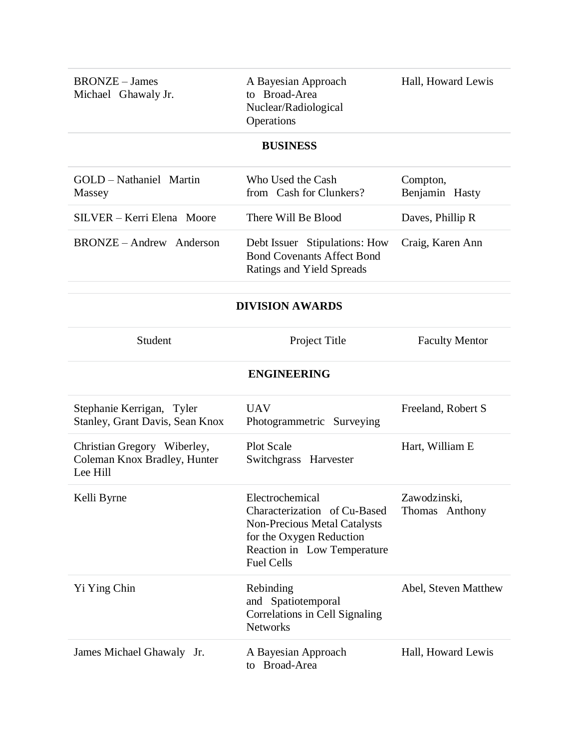| | | |
|---|---|---|
| BRONZE – James Michael Ghawaly Jr. | A Bayesian Approach to Broad-Area Nuclear/Radiological Operations | Hall, Howard Lewis |

**BUSINESS**

| | | |
|---|---|---|
| GOLD – Nathaniel Martin Massey | Who Used the Cash from Cash for Clunkers? | Compton, Benjamin Hasty |
| SILVER – Kerri Elena Moore | There Will Be Blood | Daves, Phillip R |
| BRONZE – Andrew Anderson | Debt Issuer Stipulations: How Bond Covenants Affect Bond Ratings and Yield Spreads | Craig, Karen Ann |

## DIVISION AWARDS

| Student | Project Title | Faculty Mentor |
|---|---|---|
| **ENGINEERING** | | |
| Stephanie Kerrigan, Tyler Stanley, Grant Davis, Sean Knox | UAV Photogrammetric Surveying | Freeland, Robert S |
| Christian Gregory Wiberley, Coleman Knox Bradley, Hunter Lee Hill | Plot Scale Switchgrass Harvester | Hart, William E |
| Kelli Byrne | Electrochemical Characterization of Cu-Based Non-Precious Metal Catalysts for the Oxygen Reduction Reaction in Low Temperature Fuel Cells | Zawodzinski, Thomas Anthony |
| Yi Ying Chin | Rebinding and Spatiotemporal Correlations in Cell Signaling Networks | Abel, Steven Matthew |
| James Michael Ghawaly Jr. | A Bayesian Approach to Broad-Area | Hall, Howard Lewis |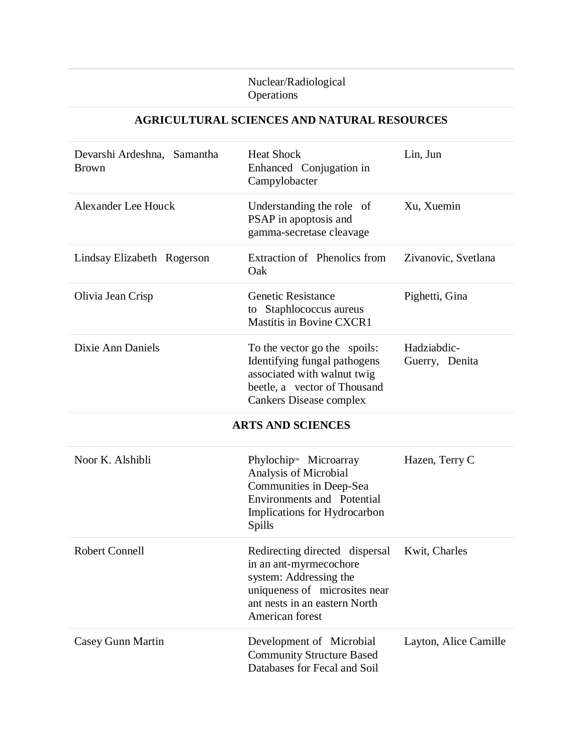| | | |
|---|---|---|
| | Nuclear/Radiological Operations | |

**AGRICULTURAL SCIENCES AND NATURAL RESOURCES**

| | | |
|---|---|---|
| Devarshi Ardeshna, Samantha Brown | Heat Shock Enhanced Conjugation in Campylobacter | Lin, Jun |
| Alexander Lee Houck | Understanding the role of PSAP in apoptosis and gamma-secretase cleavage | Xu, Xuemin |
| Lindsay Elizabeth Rogerson | Extraction of Phenolics from Oak | Zivanovic, Svetlana |
| Olivia Jean Crisp | Genetic Resistance to Staphlococcus aureus Mastitis in Bovine CXCR1 | Pighetti, Gina |
| Dixie Ann Daniels | To the vector go the spoils: Identifying fungal pathogens associated with walnut twig beetle, a vector of Thousand Cankers Disease complex | Hadziabdic-Guerry, Denita |

**ARTS AND SCIENCES**

| | | |
|---|---|---|
| Noor K. Alshibli | Phylochip[tm] Microarray Analysis of Microbial Communities in Deep-Sea Environments and Potential Implications for Hydrocarbon Spills | Hazen, Terry C |
| Robert Connell | Redirecting directed dispersal in an ant-myrmecochore system: Addressing the uniqueness of microsites near ant nests in an eastern North American forest | Kwit, Charles |
| Casey Gunn Martin | Development of Microbial Community Structure Based Databases for Fecal and Soil | Layton, Alice Camille |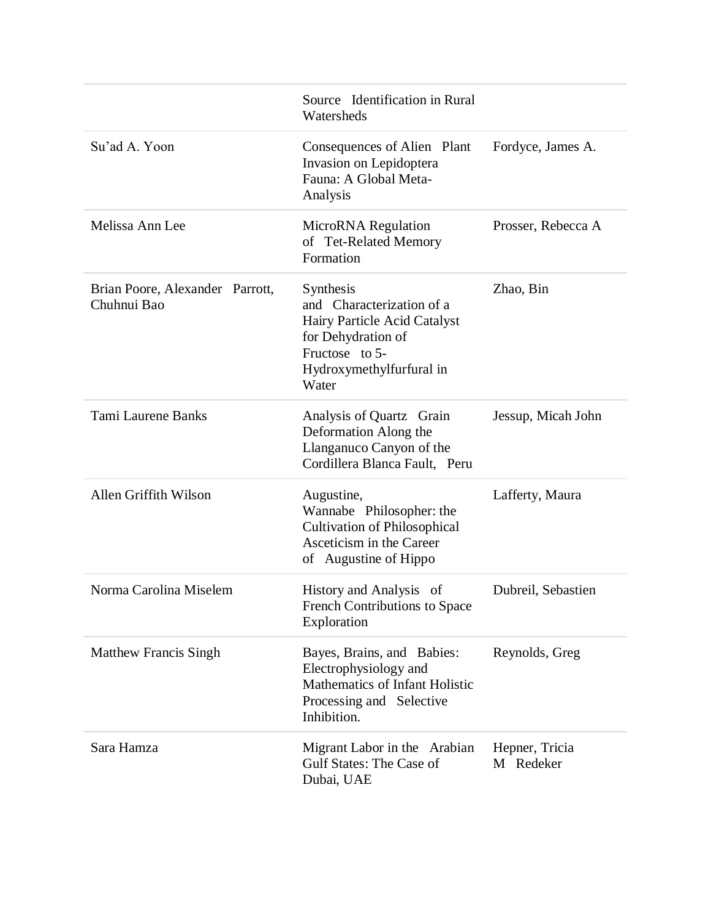| | | |
|---|---|---|
| | Source Identification in Rural Watersheds | |
| Su'ad A. Yoon | Consequences of Alien Plant Invasion on Lepidoptera Fauna: A Global Meta-Analysis | Fordyce, James A. |
| Melissa Ann Lee | MicroRNA Regulation of Tet-Related Memory Formation | Prosser, Rebecca A |
| Brian Poore, Alexander Parrott, Chuhnui Bao | Synthesis and Characterization of a Hairy Particle Acid Catalyst for Dehydration of Fructose to 5-Hydroxymethylfurfural in Water | Zhao, Bin |
| Tami Laurene Banks | Analysis of Quartz Grain Deformation Along the Llanganuco Canyon of the Cordillera Blanca Fault, Peru | Jessup, Micah John |
| Allen Griffith Wilson | Augustine, Wannabe Philosopher: the Cultivation of Philosophical Asceticism in the Career of Augustine of Hippo | Lafferty, Maura |
| Norma Carolina Miselem | History and Analysis of French Contributions to Space Exploration | Dubreil, Sebastien |
| Matthew Francis Singh | Bayes, Brains, and Babies: Electrophysiology and Mathematics of Infant Holistic Processing and Selective Inhibition. | Reynolds, Greg |
| Sara Hamza | Migrant Labor in the Arabian Gulf States: The Case of Dubai, UAE | Hepner, Tricia M Redeker |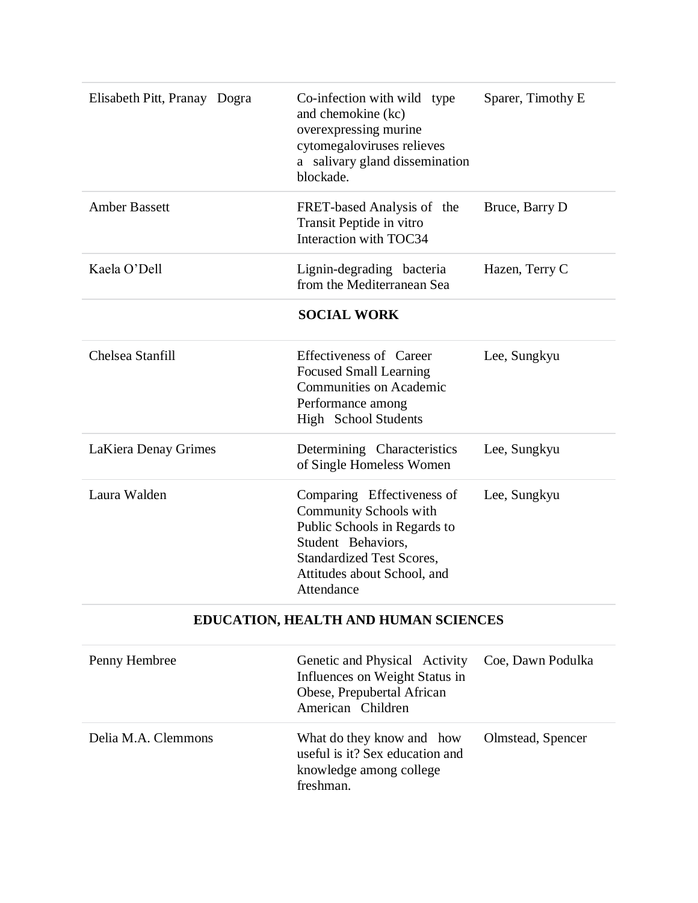| | | |
|---|---|---|
| Elisabeth Pitt, Pranay Dogra | Co-infection with wild type and chemokine (kc) overexpressing murine cytomegaloviruses relieves a salivary gland dissemination blockade. | Sparer, Timothy E |
| Amber Bassett | FRET-based Analysis of the Transit Peptide in vitro Interaction with TOC34 | Bruce, Barry D |
| Kaela O'Dell | Lignin-degrading bacteria from the Mediterranean Sea | Hazen, Terry C |

## SOCIAL WORK

| | | |
|---|---|---|
| Chelsea Stanfill | Effectiveness of Career Focused Small Learning Communities on Academic Performance among High School Students | Lee, Sungkyu |
| LaKiera Denay Grimes | Determining Characteristics of Single Homeless Women | Lee, Sungkyu |
| Laura Walden | Comparing Effectiveness of Community Schools with Public Schools in Regards to Student Behaviors, Standardized Test Scores, Attitudes about School, and Attendance | Lee, Sungkyu |

## EDUCATION, HEALTH AND HUMAN SCIENCES

| | | |
|---|---|---|
| Penny Hembree | Genetic and Physical Activity Influences on Weight Status in Obese, Prepubertal African American Children | Coe, Dawn Podulka |
| Delia M.A. Clemmons | What do they know and how useful is it? Sex education and knowledge among college freshman. | Olmstead, Spencer |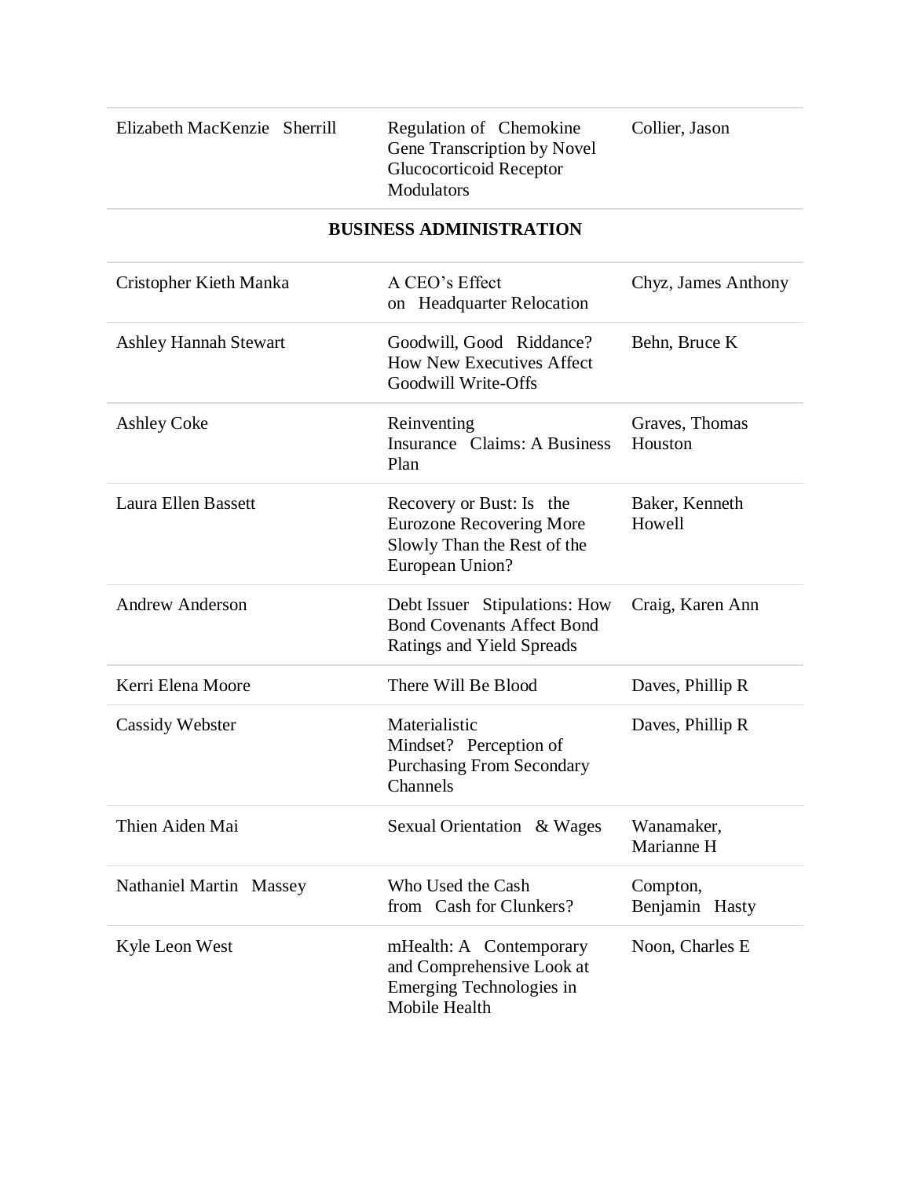| | | |
|---|---|---|
| Elizabeth MacKenzie Sherrill | Regulation of Chemokine Gene Transcription by Novel Glucocorticoid Receptor Modulators | Collier, Jason |

**BUSINESS ADMINISTRATION**

| | | |
|---|---|---|
| Cristopher Kieth Manka | A CEO's Effect on Headquarter Relocation | Chyz, James Anthony |
| Ashley Hannah Stewart | Goodwill, Good Riddance? How New Executives Affect Goodwill Write-Offs | Behn, Bruce K |
| Ashley Coke | Reinventing Insurance Claims: A Business Plan | Graves, Thomas Houston |
| Laura Ellen Bassett | Recovery or Bust: Is the Eurozone Recovering More Slowly Than the Rest of the European Union? | Baker, Kenneth Howell |
| Andrew Anderson | Debt Issuer Stipulations: How Bond Covenants Affect Bond Ratings and Yield Spreads | Craig, Karen Ann |
| Kerri Elena Moore | There Will Be Blood | Daves, Phillip R |
| Cassidy Webster | Materialistic Mindset? Perception of Purchasing From Secondary Channels | Daves, Phillip R |
| Thien Aiden Mai | Sexual Orientation & Wages | Wanamaker, Marianne H |
| Nathaniel Martin Massey | Who Used the Cash from Cash for Clunkers? | Compton, Benjamin Hasty |
| Kyle Leon West | mHealth: A Contemporary and Comprehensive Look at Emerging Technologies in Mobile Health | Noon, Charles E |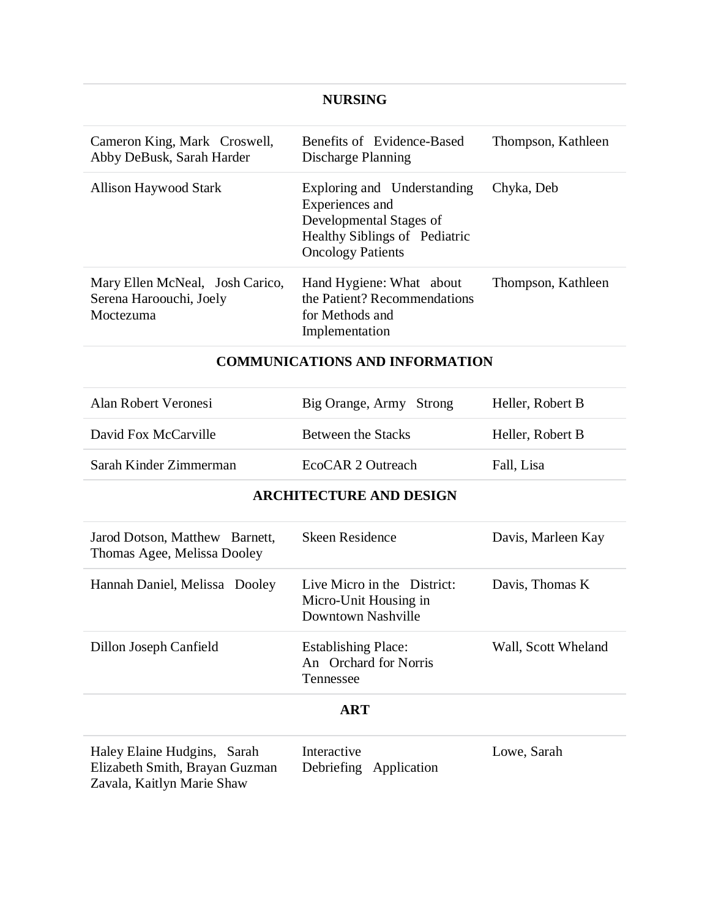**NURSING**

| | | |
|---|---|---|
| Cameron King, Mark Croswell, Abby DeBusk, Sarah Harder | Benefits of Evidence-Based Discharge Planning | Thompson, Kathleen |
| Allison Haywood Stark | Exploring and Understanding Experiences and Developmental Stages of Healthy Siblings of Pediatric Oncology Patients | Chyka, Deb |
| Mary Ellen McNeal, Josh Carico, Serena Haroouchi, Joely Moctezuma | Hand Hygiene: What about the Patient? Recommendations for Methods and Implementation | Thompson, Kathleen |

**COMMUNICATIONS AND INFORMATION**

| | | |
|---|---|---|
| Alan Robert Veronesi | Big Orange, Army Strong | Heller, Robert B |
| David Fox McCarville | Between the Stacks | Heller, Robert B |
| Sarah Kinder Zimmerman | EcoCAR 2 Outreach | Fall, Lisa |

**ARCHITECTURE AND DESIGN**

| | | |
|---|---|---|
| Jarod Dotson, Matthew Barnett, Thomas Agee, Melissa Dooley | Skeen Residence | Davis, Marleen Kay |
| Hannah Daniel, Melissa Dooley | Live Micro in the District: Micro-Unit Housing in Downtown Nashville | Davis, Thomas K |
| Dillon Joseph Canfield | Establishing Place: An Orchard for Norris Tennessee | Wall, Scott Wheland |

**ART**

| | | |
|---|---|---|
| Haley Elaine Hudgins, Sarah Elizabeth Smith, Brayan Guzman Zavala, Kaitlyn Marie Shaw | Interactive Debriefing Application | Lowe, Sarah |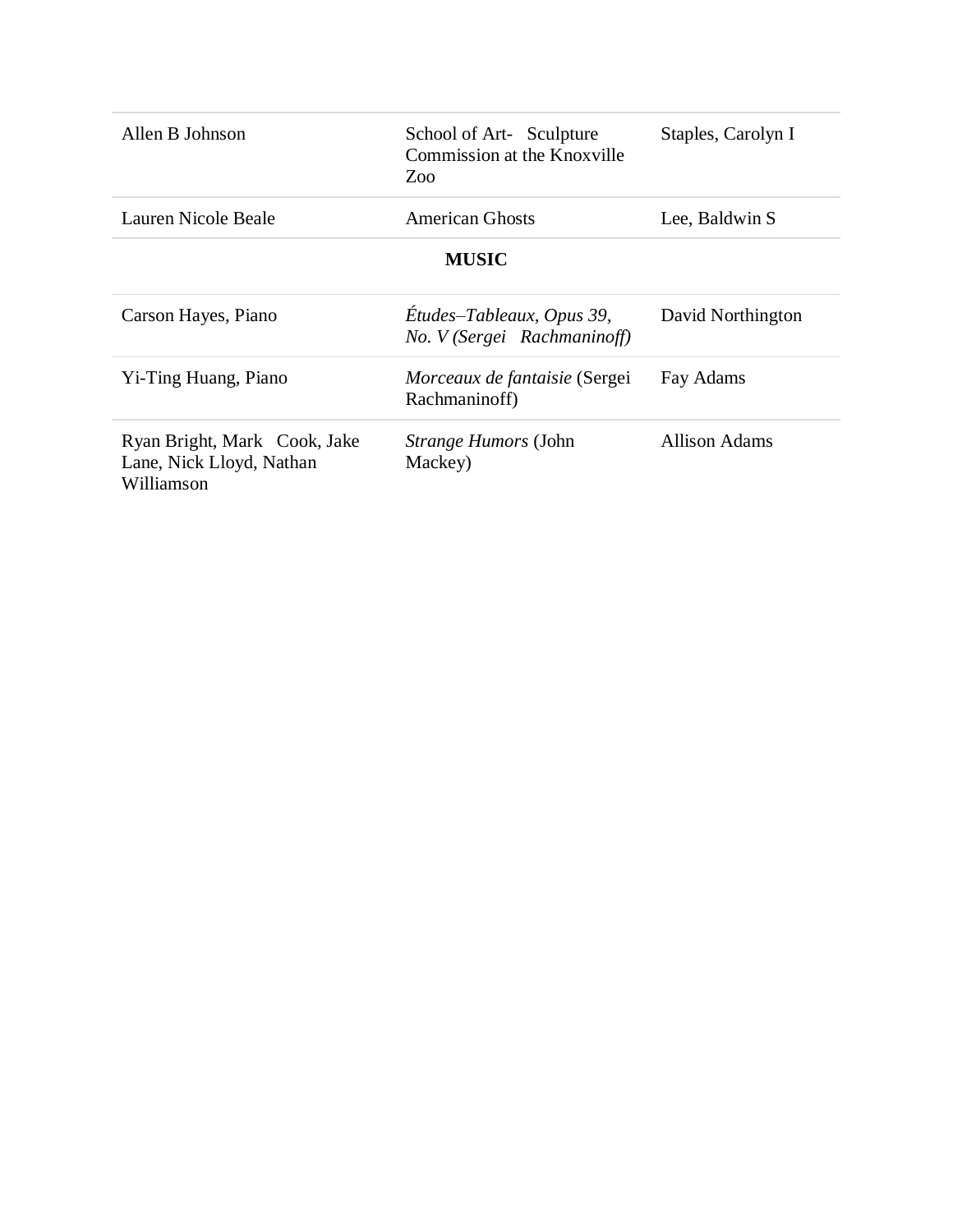| | | |
|---|---|---|
| Allen B Johnson | School of Art- Sculpture Commission at the Knoxville Zoo | Staples, Carolyn I |
| Lauren Nicole Beale | American Ghosts | Lee, Baldwin S |
| | **MUSIC** | |
| Carson Hayes, Piano | *Études–Tableaux, Opus 39, No. V (Sergei Rachmaninoff)* | David Northington |
| Yi-Ting Huang, Piano | *Morceaux de fantaisie* (Sergei Rachmaninoff) | Fay Adams |
| Ryan Bright, Mark Cook, Jake Lane, Nick Lloyd, Nathan Williamson | *Strange Humors* (John Mackey) | Allison Adams |